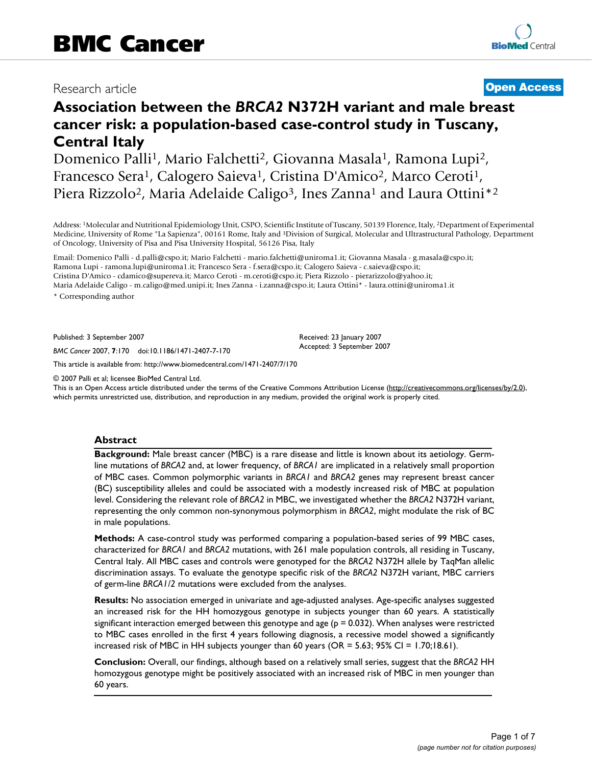Research article

**Open Access**

# Association between the *BRCA2* N372H variant and male breast cancer risk: a population-based case-control study in Tuscany, Central Italy

Domenico Palli[1], Mario Falchetti[2], Giovanna Masala[1], Ramona Lupi[2], Francesco Sera[1], Calogero Saieva[1], Cristina D'Amico[2], Marco Ceroti[1], Piera Rizzolo[2], Maria Adelaide Caligo[3], Ines Zanna[1] and Laura Ottini*[2]

Address: [1]Molecular and Nutritional Epidemiology Unit, CSPO, Scientific Institute of Tuscany, 50139 Florence, Italy, [2]Department of Experimental Medicine, University of Rome "La Sapienza", 00161 Rome, Italy and [3]Division of Surgical, Molecular and Ultrastructural Pathology, Department of Oncology, University of Pisa and Pisa University Hospital, 56126 Pisa, Italy

Email: Domenico Palli - d.palli@cspo.it; Mario Falchetti - mario.falchetti@uniroma1.it; Giovanna Masala - g.masala@cspo.it; Ramona Lupi - ramona.lupi@uniroma1.it; Francesco Sera - f.sera@cspo.it; Calogero Saieva - c.saieva@cspo.it; Cristina D'Amico - cdamico@supereva.it; Marco Ceroti - m.ceroti@cspo.it; Piera Rizzolo - pierarizzolo@yahoo.it; Maria Adelaide Caligo - m.caligo@med.unipi.it; Ines Zanna - i.zanna@cspo.it; Laura Ottini* - laura.ottini@uniroma1.it

* Corresponding author

Published: 3 September 2007

*BMC Cancer* 2007, **7**:170 doi:10.1186/1471-2407-7-170

Received: 23 January 2007
Accepted: 3 September 2007

This article is available from: http://www.biomedcentral.com/1471-2407/7/170

© 2007 Palli et al; licensee BioMed Central Ltd.
This is an Open Access article distributed under the terms of the Creative Commons Attribution License (http://creativecommons.org/licenses/by/2.0), which permits unrestricted use, distribution, and reproduction in any medium, provided the original work is properly cited.

## Abstract

**Background:** Male breast cancer (MBC) is a rare disease and little is known about its aetiology. Germ-line mutations of *BRCA2* and, at lower frequency, of *BRCA1* are implicated in a relatively small proportion of MBC cases. Common polymorphic variants in *BRCA1* and *BRCA2* genes may represent breast cancer (BC) susceptibility alleles and could be associated with a modestly increased risk of MBC at population level. Considering the relevant role of *BRCA2* in MBC, we investigated whether the *BRCA2* N372H variant, representing the only common non-synonymous polymorphism in *BRCA2*, might modulate the risk of BC in male populations.

**Methods:** A case-control study was performed comparing a population-based series of 99 MBC cases, characterized for *BRCA1* and *BRCA2* mutations, with 261 male population controls, all residing in Tuscany, Central Italy. All MBC cases and controls were genotyped for the *BRCA2* N372H allele by TaqMan allelic discrimination assays. To evaluate the genotype specific risk of the *BRCA2* N372H variant, MBC carriers of germ-line *BRCA1/2* mutations were excluded from the analyses.

**Results:** No association emerged in univariate and age-adjusted analyses. Age-specific analyses suggested an increased risk for the HH homozygous genotype in subjects younger than 60 years. A statistically significant interaction emerged between this genotype and age ($p = 0.032$). When analyses were restricted to MBC cases enrolled in the first 4 years following diagnosis, a recessive model showed a significantly increased risk of MBC in HH subjects younger than 60 years (OR = 5.63; 95% CI = 1.70;18.61).

**Conclusion:** Overall, our findings, although based on a relatively small series, suggest that the *BRCA2* HH homozygous genotype might be positively associated with an increased risk of MBC in men younger than 60 years.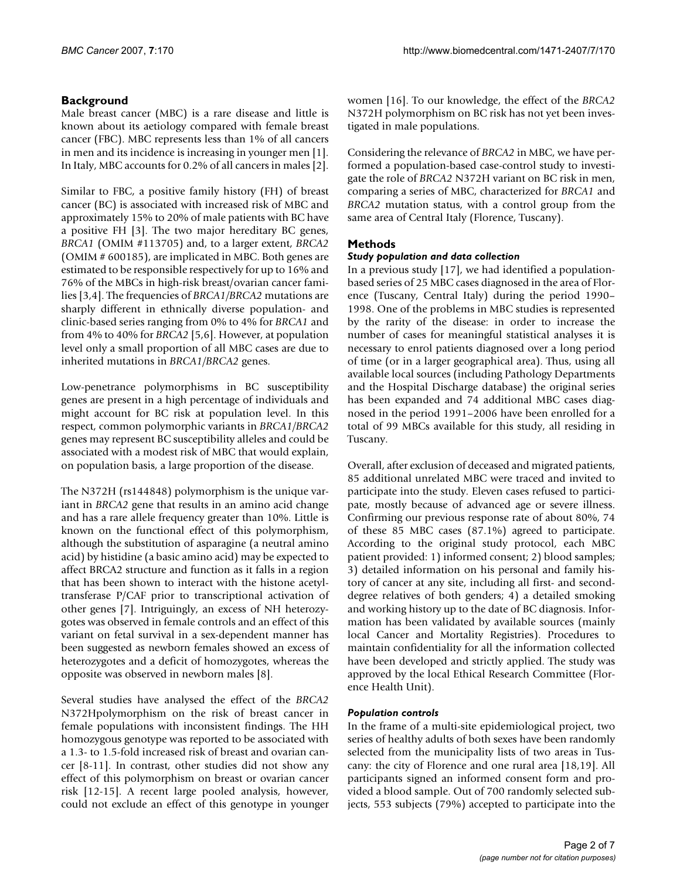## Background

Male breast cancer (MBC) is a rare disease and little is known about its aetiology compared with female breast cancer (FBC). MBC represents less than 1% of all cancers in men and its incidence is increasing in younger men [1]. In Italy, MBC accounts for 0.2% of all cancers in males [2].

Similar to FBC, a positive family history (FH) of breast cancer (BC) is associated with increased risk of MBC and approximately 15% to 20% of male patients with BC have a positive FH [3]. The two major hereditary BC genes, *BRCA1* (OMIM #113705) and, to a larger extent, *BRCA2* (OMIM # 600185), are implicated in MBC. Both genes are estimated to be responsible respectively for up to 16% and 76% of the MBCs in high-risk breast/ovarian cancer families [3,4]. The frequencies of *BRCA1*/*BRCA2* mutations are sharply different in ethnically diverse population- and clinic-based series ranging from 0% to 4% for *BRCA1* and from 4% to 40% for *BRCA2* [5,6]. However, at population level only a small proportion of all MBC cases are due to inherited mutations in *BRCA1*/*BRCA2* genes.

Low-penetrance polymorphisms in BC susceptibility genes are present in a high percentage of individuals and might account for BC risk at population level. In this respect, common polymorphic variants in *BRCA1*/*BRCA2* genes may represent BC susceptibility alleles and could be associated with a modest risk of MBC that would explain, on population basis, a large proportion of the disease.

The N372H (rs144848) polymorphism is the unique variant in *BRCA2* gene that results in an amino acid change and has a rare allele frequency greater than 10%. Little is known on the functional effect of this polymorphism, although the substitution of asparagine (a neutral amino acid) by histidine (a basic amino acid) may be expected to affect BRCA2 structure and function as it falls in a region that has been shown to interact with the histone acetyltransferase P/CAF prior to transcriptional activation of other genes [7]. Intriguingly, an excess of NH heterozygotes was observed in female controls and an effect of this variant on fetal survival in a sex-dependent manner has been suggested as newborn females showed an excess of heterozygotes and a deficit of homozygotes, whereas the opposite was observed in newborn males [8].

Several studies have analysed the effect of the *BRCA2* N372Hpolymorphism on the risk of breast cancer in female populations with inconsistent findings. The HH homozygous genotype was reported to be associated with a 1.3- to 1.5-fold increased risk of breast and ovarian cancer [8-11]. In contrast, other studies did not show any effect of this polymorphism on breast or ovarian cancer risk [12-15]. A recent large pooled analysis, however, could not exclude an effect of this genotype in younger women [16]. To our knowledge, the effect of the *BRCA2* N372H polymorphism on BC risk has not yet been investigated in male populations.

Considering the relevance of *BRCA2* in MBC, we have performed a population-based case-control study to investigate the role of *BRCA2* N372H variant on BC risk in men, comparing a series of MBC, characterized for *BRCA1* and *BRCA2* mutation status, with a control group from the same area of Central Italy (Florence, Tuscany).

## Methods

### *Study population and data collection*

In a previous study [17], we had identified a population-based series of 25 MBC cases diagnosed in the area of Florence (Tuscany, Central Italy) during the period 1990–1998. One of the problems in MBC studies is represented by the rarity of the disease: in order to increase the number of cases for meaningful statistical analyses it is necessary to enrol patients diagnosed over a long period of time (or in a larger geographical area). Thus, using all available local sources (including Pathology Departments and the Hospital Discharge database) the original series has been expanded and 74 additional MBC cases diagnosed in the period 1991–2006 have been enrolled for a total of 99 MBCs available for this study, all residing in Tuscany.

Overall, after exclusion of deceased and migrated patients, 85 additional unrelated MBC were traced and invited to participate into the study. Eleven cases refused to participate, mostly because of advanced age or severe illness. Confirming our previous response rate of about 80%, 74 of these 85 MBC cases (87.1%) agreed to participate. According to the original study protocol, each MBC patient provided: 1) informed consent; 2) blood samples; 3) detailed information on his personal and family history of cancer at any site, including all first- and second-degree relatives of both genders; 4) a detailed smoking and working history up to the date of BC diagnosis. Information has been validated by available sources (mainly local Cancer and Mortality Registries). Procedures to maintain confidentiality for all the information collected have been developed and strictly applied. The study was approved by the local Ethical Research Committee (Florence Health Unit).

### *Population controls*

In the frame of a multi-site epidemiological project, two series of healthy adults of both sexes have been randomly selected from the municipality lists of two areas in Tuscany: the city of Florence and one rural area [18,19]. All participants signed an informed consent form and provided a blood sample. Out of 700 randomly selected subjects, 553 subjects (79%) accepted to participate into the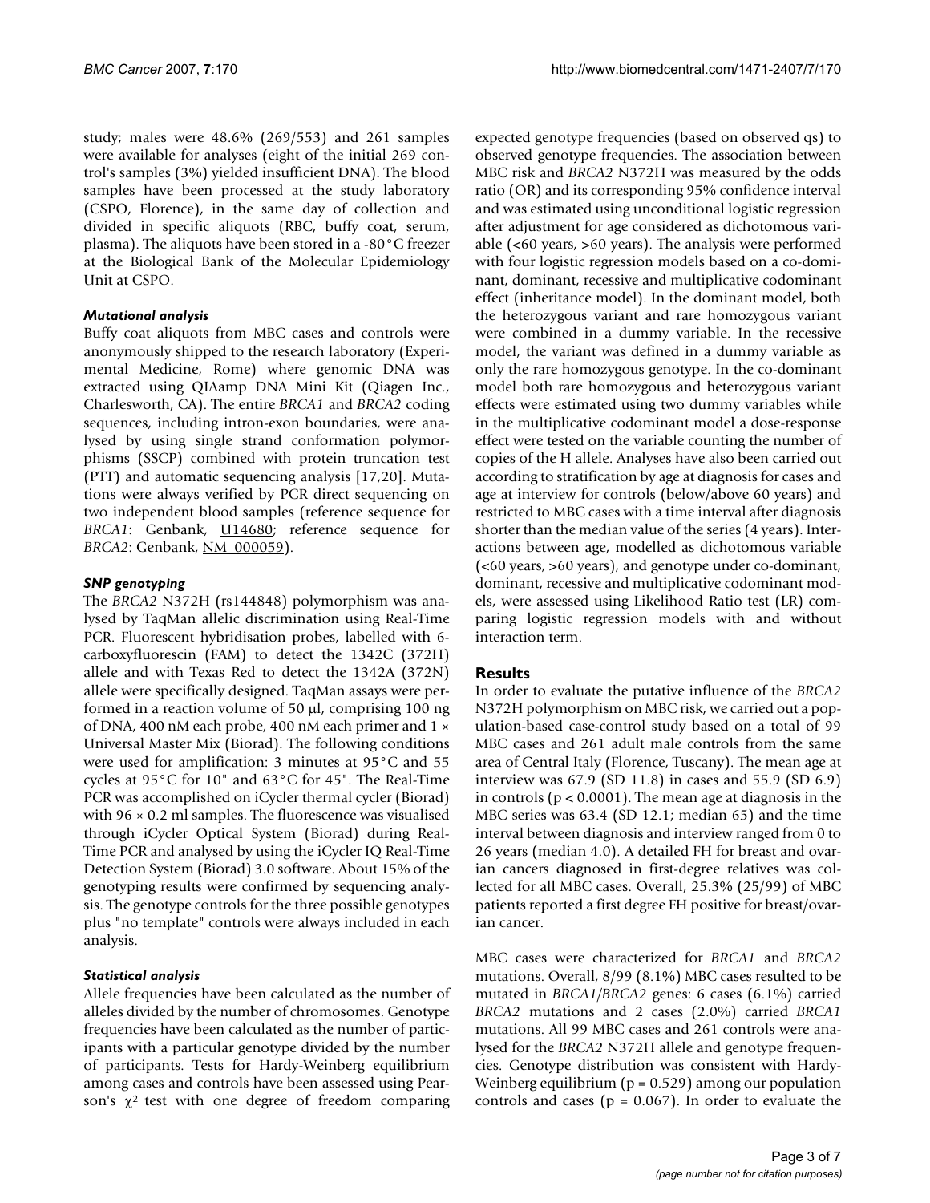study; males were 48.6% (269/553) and 261 samples were available for analyses (eight of the initial 269 control's samples (3%) yielded insufficient DNA). The blood samples have been processed at the study laboratory (CSPO, Florence), in the same day of collection and divided in specific aliquots (RBC, buffy coat, serum, plasma). The aliquots have been stored in a -80°C freezer at the Biological Bank of the Molecular Epidemiology Unit at CSPO.

### *Mutational analysis*

Buffy coat aliquots from MBC cases and controls were anonymously shipped to the research laboratory (Experimental Medicine, Rome) where genomic DNA was extracted using QIAamp DNA Mini Kit (Qiagen Inc., Charlesworth, CA). The entire *BRCA1* and *BRCA2* coding sequences, including intron-exon boundaries, were analysed by using single strand conformation polymorphisms (SSCP) combined with protein truncation test (PTT) and automatic sequencing analysis [17,20]. Mutations were always verified by PCR direct sequencing on two independent blood samples (reference sequence for *BRCA1*: Genbank, U14680; reference sequence for *BRCA2*: Genbank, NM_000059).

### *SNP genotyping*

The *BRCA2* N372H (rs144848) polymorphism was analysed by TaqMan allelic discrimination using Real-Time PCR. Fluorescent hybridisation probes, labelled with 6-carboxyfluorescin (FAM) to detect the 1342C (372H) allele and with Texas Red to detect the 1342A (372N) allele were specifically designed. TaqMan assays were performed in a reaction volume of 50 μl, comprising 100 ng of DNA, 400 nM each probe, 400 nM each primer and 1 × Universal Master Mix (Biorad). The following conditions were used for amplification: 3 minutes at 95°C and 55 cycles at 95°C for 10" and 63°C for 45". The Real-Time PCR was accomplished on iCycler thermal cycler (Biorad) with 96 × 0.2 ml samples. The fluorescence was visualised through iCycler Optical System (Biorad) during Real-Time PCR and analysed by using the iCycler IQ Real-Time Detection System (Biorad) 3.0 software. About 15% of the genotyping results were confirmed by sequencing analysis. The genotype controls for the three possible genotypes plus "no template" controls were always included in each analysis.

### *Statistical analysis*

Allele frequencies have been calculated as the number of alleles divided by the number of chromosomes. Genotype frequencies have been calculated as the number of participants with a particular genotype divided by the number of participants. Tests for Hardy-Weinberg equilibrium among cases and controls have been assessed using Pearson's $\chi^2$ test with one degree of freedom comparing expected genotype frequencies (based on observed qs) to observed genotype frequencies. The association between MBC risk and *BRCA2* N372H was measured by the odds ratio (OR) and its corresponding 95% confidence interval and was estimated using unconditional logistic regression after adjustment for age considered as dichotomous variable (<60 years, >60 years). The analysis were performed with four logistic regression models based on a co-dominant, dominant, recessive and multiplicative codominant effect (inheritance model). In the dominant model, both the heterozygous variant and rare homozygous variant were combined in a dummy variable. In the recessive model, the variant was defined in a dummy variable as only the rare homozygous genotype. In the co-dominant model both rare homozygous and heterozygous variant effects were estimated using two dummy variables while in the multiplicative codominant model a dose-response effect were tested on the variable counting the number of copies of the H allele. Analyses have also been carried out according to stratification by age at diagnosis for cases and age at interview for controls (below/above 60 years) and restricted to MBC cases with a time interval after diagnosis shorter than the median value of the series (4 years). Interactions between age, modelled as dichotomous variable (<60 years, >60 years), and genotype under co-dominant, dominant, recessive and multiplicative codominant models, were assessed using Likelihood Ratio test (LR) comparing logistic regression models with and without interaction term.

## Results

In order to evaluate the putative influence of the *BRCA2* N372H polymorphism on MBC risk, we carried out a population-based case-control study based on a total of 99 MBC cases and 261 adult male controls from the same area of Central Italy (Florence, Tuscany). The mean age at interview was 67.9 (SD 11.8) in cases and 55.9 (SD 6.9) in controls ($p < 0.0001$). The mean age at diagnosis in the MBC series was 63.4 (SD 12.1; median 65) and the time interval between diagnosis and interview ranged from 0 to 26 years (median 4.0). A detailed FH for breast and ovarian cancers diagnosed in first-degree relatives was collected for all MBC cases. Overall, 25.3% (25/99) of MBC patients reported a first degree FH positive for breast/ovarian cancer.

MBC cases were characterized for *BRCA1* and *BRCA2* mutations. Overall, 8/99 (8.1%) MBC cases resulted to be mutated in *BRCA1*/*BRCA2* genes: 6 cases (6.1%) carried *BRCA2* mutations and 2 cases (2.0%) carried *BRCA1* mutations. All 99 MBC cases and 261 controls were analysed for the *BRCA2* N372H allele and genotype frequencies. Genotype distribution was consistent with Hardy-Weinberg equilibrium ($p = 0.529$) among our population controls and cases ($p = 0.067$). In order to evaluate the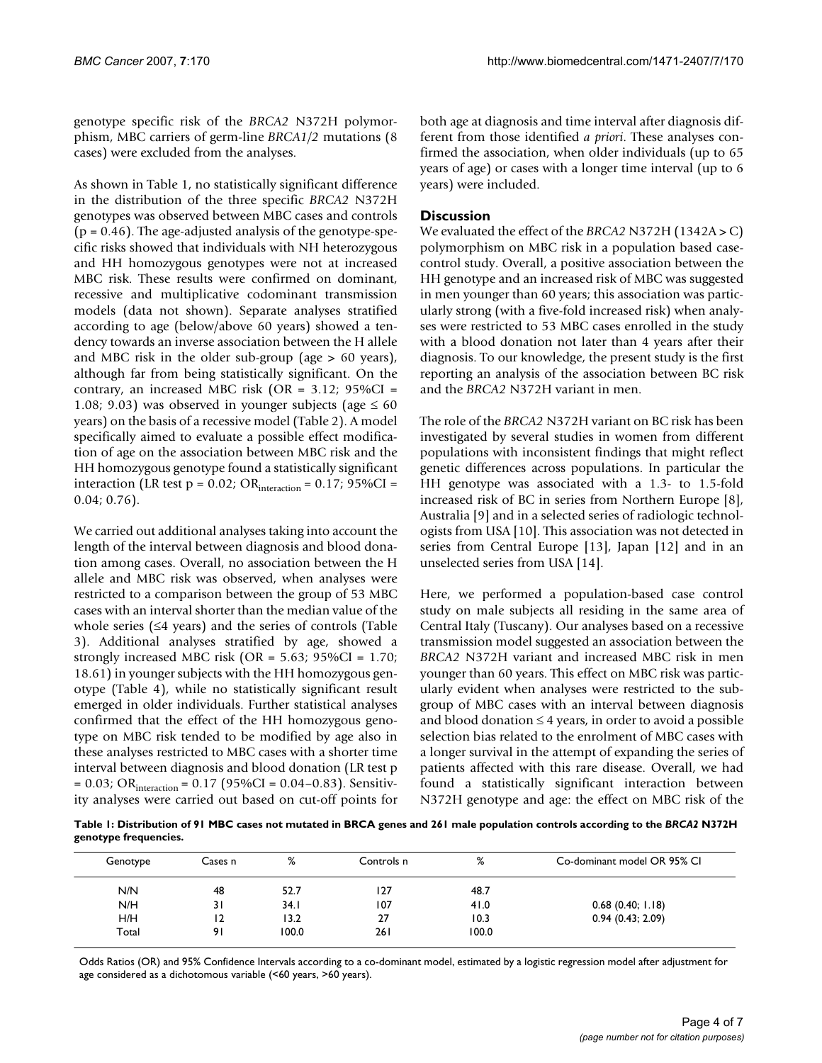genotype specific risk of the *BRCA2* N372H polymorphism, MBC carriers of germ-line *BRCA1/2* mutations (8 cases) were excluded from the analyses.

As shown in Table 1, no statistically significant difference in the distribution of the three specific *BRCA2* N372H genotypes was observed between MBC cases and controls ($p = 0.46$). The age-adjusted analysis of the genotype-specific risks showed that individuals with NH heterozygous and HH homozygous genotypes were not at increased MBC risk. These results were confirmed on dominant, recessive and multiplicative codominant transmission models (data not shown). Separate analyses stratified according to age (below/above 60 years) showed a tendency towards an inverse association between the H allele and MBC risk in the older sub-group (age > 60 years), although far from being statistically significant. On the contrary, an increased MBC risk (OR = 3.12; 95%CI = 1.08; 9.03) was observed in younger subjects (age ≤ 60 years) on the basis of a recessive model (Table 2). A model specifically aimed to evaluate a possible effect modification of age on the association between MBC risk and the HH homozygous genotype found a statistically significant interaction (LR test $p = 0.02$; $OR_{interaction} = 0.17$; 95%CI = 0.04; 0.76).

We carried out additional analyses taking into account the length of the interval between diagnosis and blood donation among cases. Overall, no association between the H allele and MBC risk was observed, when analyses were restricted to a comparison between the group of 53 MBC cases with an interval shorter than the median value of the whole series (≤4 years) and the series of controls (Table 3). Additional analyses stratified by age, showed a strongly increased MBC risk (OR = 5.63; 95%CI = 1.70; 18.61) in younger subjects with the HH homozygous genotype (Table 4), while no statistically significant result emerged in older individuals. Further statistical analyses confirmed that the effect of the HH homozygous genotype on MBC risk tended to be modified by age also in these analyses restricted to MBC cases with a shorter time interval between diagnosis and blood donation (LR test $p = 0.03$; $OR_{interaction} = 0.17$ (95%CI = 0.04–0.83). Sensitivity analyses were carried out based on cut-off points for both age at diagnosis and time interval after diagnosis different from those identified *a priori*. These analyses confirmed the association, when older individuals (up to 65 years of age) or cases with a longer time interval (up to 6 years) were included.

## Discussion

We evaluated the effect of the *BRCA2* N372H (1342A > C) polymorphism on MBC risk in a population based case-control study. Overall, a positive association between the HH genotype and an increased risk of MBC was suggested in men younger than 60 years; this association was particularly strong (with a five-fold increased risk) when analyses were restricted to 53 MBC cases enrolled in the study with a blood donation not later than 4 years after their diagnosis. To our knowledge, the present study is the first reporting an analysis of the association between BC risk and the *BRCA2* N372H variant in men.

The role of the *BRCA2* N372H variant on BC risk has been investigated by several studies in women from different populations with inconsistent findings that might reflect genetic differences across populations. In particular the HH genotype was associated with a 1.3- to 1.5-fold increased risk of BC in series from Northern Europe [8], Australia [9] and in a selected series of radiologic technologists from USA [10]. This association was not detected in series from Central Europe [13], Japan [12] and in an unselected series from USA [14].

Here, we performed a population-based case control study on male subjects all residing in the same area of Central Italy (Tuscany). Our analyses based on a recessive transmission model suggested an association between the *BRCA2* N372H variant and increased MBC risk in men younger than 60 years. This effect on MBC risk was particularly evident when analyses were restricted to the subgroup of MBC cases with an interval between diagnosis and blood donation ≤ 4 years, in order to avoid a possible selection bias related to the enrolment of MBC cases with a longer survival in the attempt of expanding the series of patients affected with this rare disease. Overall, we had found a statistically significant interaction between N372H genotype and age: the effect on MBC risk of the

**Table 1: Distribution of 91 MBC cases not mutated in BRCA genes and 261 male population controls according to the *BRCA2* N372H genotype frequencies.**

| Genotype | Cases n | % | Controls n | % | Co-dominant model OR 95% CI |
|---|---|---|---|---|---|
| N/N | 48 | 52.7 | 127 | 48.7 | |
| N/H | 31 | 34.1 | 107 | 41.0 | 0.68 (0.40; 1.18) |
| H/H | 12 | 13.2 | 27 | 10.3 | 0.94 (0.43; 2.09) |
| Total | 91 | 100.0 | 261 | 100.0 | |

Odds Ratios (OR) and 95% Confidence Intervals according to a co-dominant model, estimated by a logistic regression model after adjustment for age considered as a dichotomous variable (<60 years, >60 years).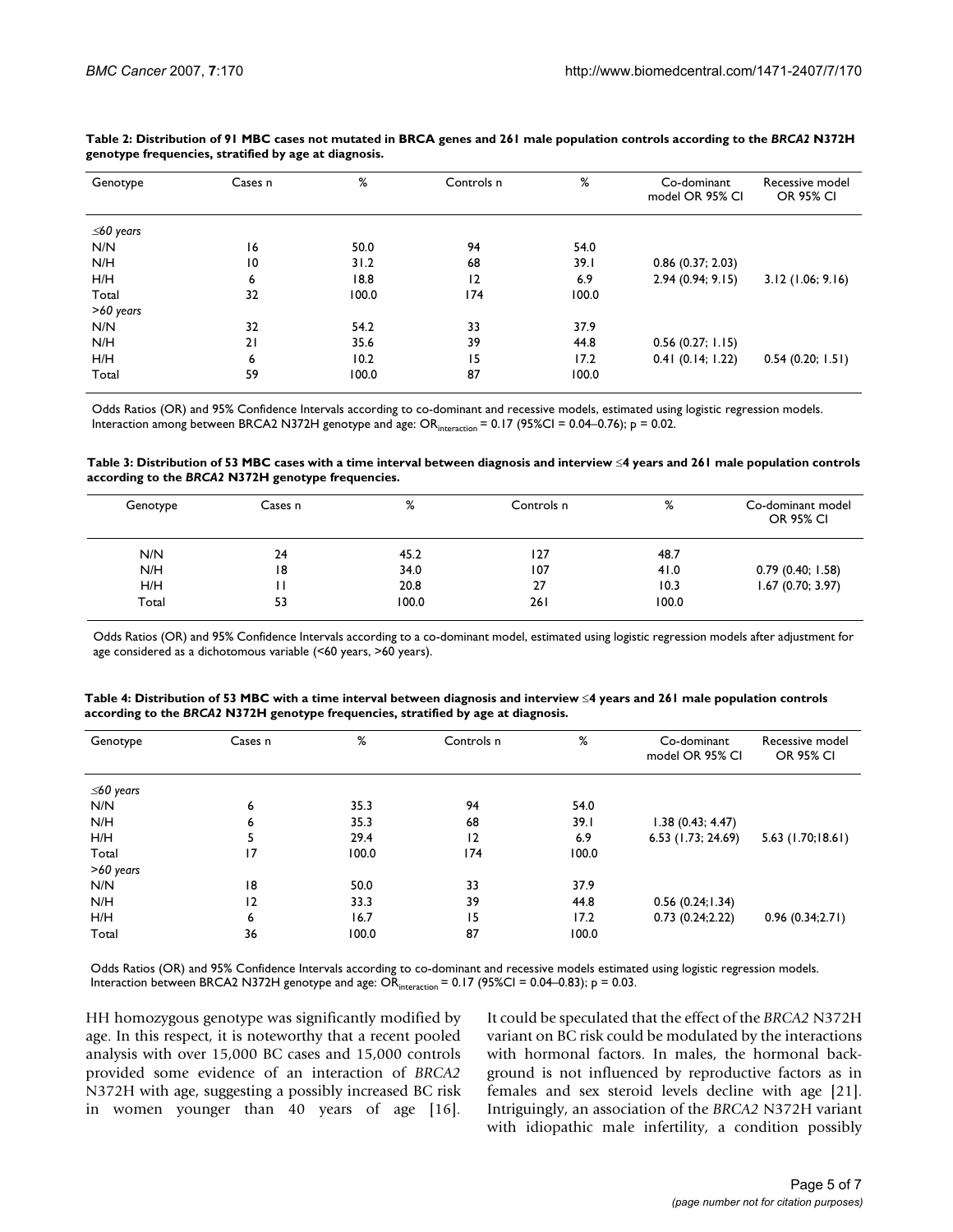**Table 2: Distribution of 91 MBC cases not mutated in BRCA genes and 261 male population controls according to the *BRCA2* N372H genotype frequencies, stratified by age at diagnosis.**

| Genotype | Cases n | % | Controls n | % | Co-dominant model OR 95% CI | Recessive model OR 95% CI |
|---|---|---|---|---|---|---|
| *≤60 years* | | | | | | |
| N/N | 16 | 50.0 | 94 | 54.0 | | |
| N/H | 10 | 31.2 | 68 | 39.1 | 0.86 (0.37; 2.03) | |
| H/H | 6 | 18.8 | 12 | 6.9 | 2.94 (0.94; 9.15) | 3.12 (1.06; 9.16) |
| Total | 32 | 100.0 | 174 | 100.0 | | |
| *>60 years* | | | | | | |
| N/N | 32 | 54.2 | 33 | 37.9 | | |
| N/H | 21 | 35.6 | 39 | 44.8 | 0.56 (0.27; 1.15) | |
| H/H | 6 | 10.2 | 15 | 17.2 | 0.41 (0.14; 1.22) | 0.54 (0.20; 1.51) |
| Total | 59 | 100.0 | 87 | 100.0 | | |

Odds Ratios (OR) and 95% Confidence Intervals according to co-dominant and recessive models, estimated using logistic regression models. Interaction among between BRCA2 N372H genotype and age: $OR_{interaction}$ = 0.17 (95%CI = 0.04–0.76); p = 0.02.

**Table 3: Distribution of 53 MBC cases with a time interval between diagnosis and interview ≤4 years and 261 male population controls according to the *BRCA2* N372H genotype frequencies.**

| Genotype | Cases n | % | Controls n | % | Co-dominant model OR 95% CI |
|---|---|---|---|---|---|
| N/N | 24 | 45.2 | 127 | 48.7 | |
| N/H | 18 | 34.0 | 107 | 41.0 | 0.79 (0.40; 1.58) |
| H/H | 11 | 20.8 | 27 | 10.3 | 1.67 (0.70; 3.97) |
| Total | 53 | 100.0 | 261 | 100.0 | |

Odds Ratios (OR) and 95% Confidence Intervals according to a co-dominant model, estimated using logistic regression models after adjustment for age considered as a dichotomous variable (<60 years, >60 years).

**Table 4: Distribution of 53 MBC with a time interval between diagnosis and interview ≤4 years and 261 male population controls according to the *BRCA2* N372H genotype frequencies, stratified by age at diagnosis.**

| Genotype | Cases n | % | Controls n | % | Co-dominant model OR 95% CI | Recessive model OR 95% CI |
|---|---|---|---|---|---|---|
| *≤60 years* | | | | | | |
| N/N | 6 | 35.3 | 94 | 54.0 | | |
| N/H | 6 | 35.3 | 68 | 39.1 | 1.38 (0.43; 4.47) | |
| H/H | 5 | 29.4 | 12 | 6.9 | 6.53 (1.73; 24.69) | 5.63 (1.70;18.61) |
| Total | 17 | 100.0 | 174 | 100.0 | | |
| *>60 years* | | | | | | |
| N/N | 18 | 50.0 | 33 | 37.9 | | |
| N/H | 12 | 33.3 | 39 | 44.8 | 0.56 (0.24;1.34) | |
| H/H | 6 | 16.7 | 15 | 17.2 | 0.73 (0.24;2.22) | 0.96 (0.34;2.71) |
| Total | 36 | 100.0 | 87 | 100.0 | | |

Odds Ratios (OR) and 95% Confidence Intervals according to co-dominant and recessive models estimated using logistic regression models. Interaction between BRCA2 N372H genotype and age: $OR_{interaction}$ = 0.17 (95%CI = 0.04–0.83); p = 0.03.

HH homozygous genotype was significantly modified by age. In this respect, it is noteworthy that a recent pooled analysis with over 15,000 BC cases and 15,000 controls provided some evidence of an interaction of *BRCA2* N372H with age, suggesting a possibly increased BC risk in women younger than 40 years of age [16]. It could be speculated that the effect of the *BRCA2* N372H variant on BC risk could be modulated by the interactions with hormonal factors. In males, the hormonal background is not influenced by reproductive factors as in females and sex steroid levels decline with age [21]. Intriguingly, an association of the *BRCA2* N372H variant with idiopathic male infertility, a condition possibly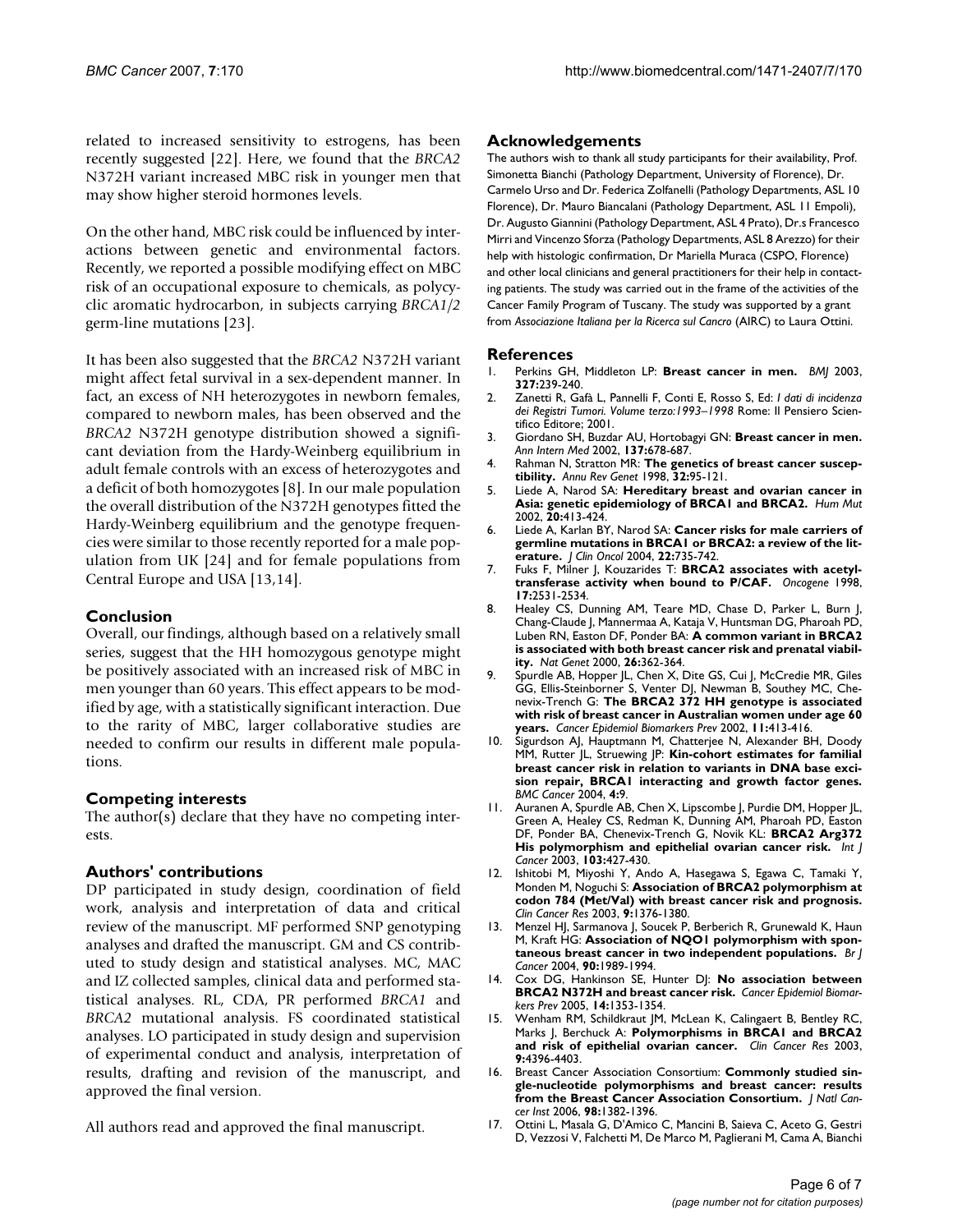related to increased sensitivity to estrogens, has been recently suggested [22]. Here, we found that the *BRCA2* N372H variant increased MBC risk in younger men that may show higher steroid hormones levels.

On the other hand, MBC risk could be influenced by interactions between genetic and environmental factors. Recently, we reported a possible modifying effect on MBC risk of an occupational exposure to chemicals, as polycyclic aromatic hydrocarbon, in subjects carrying *BRCA1/2* germ-line mutations [23].

It has been also suggested that the *BRCA2* N372H variant might affect fetal survival in a sex-dependent manner. In fact, an excess of NH heterozygotes in newborn females, compared to newborn males, has been observed and the *BRCA2* N372H genotype distribution showed a significant deviation from the Hardy-Weinberg equilibrium in adult female controls with an excess of heterozygotes and a deficit of both homozygotes [8]. In our male population the overall distribution of the N372H genotypes fitted the Hardy-Weinberg equilibrium and the genotype frequencies were similar to those recently reported for a male population from UK [24] and for female populations from Central Europe and USA [13,14].

## Conclusion

Overall, our findings, although based on a relatively small series, suggest that the HH homozygous genotype might be positively associated with an increased risk of MBC in men younger than 60 years. This effect appears to be modified by age, with a statistically significant interaction. Due to the rarity of MBC, larger collaborative studies are needed to confirm our results in different male populations.

## Competing interests

The author(s) declare that they have no competing interests.

## Authors' contributions

DP participated in study design, coordination of field work, analysis and interpretation of data and critical review of the manuscript. MF performed SNP genotyping analyses and drafted the manuscript. GM and CS contributed to study design and statistical analyses. MC, MAC and IZ collected samples, clinical data and performed statistical analyses. RL, CDA, PR performed *BRCA1* and *BRCA2* mutational analysis. FS coordinated statistical analyses. LO participated in study design and supervision of experimental conduct and analysis, interpretation of results, drafting and revision of the manuscript, and approved the final version.

All authors read and approved the final manuscript.

## Acknowledgements

The authors wish to thank all study participants for their availability, Prof. Simonetta Bianchi (Pathology Department, University of Florence), Dr. Carmelo Urso and Dr. Federica Zolfanelli (Pathology Departments, ASL 10 Florence), Dr. Mauro Biancalani (Pathology Department, ASL 11 Empoli), Dr. Augusto Giannini (Pathology Department, ASL 4 Prato), Dr.s Francesco Mirri and Vincenzo Sforza (Pathology Departments, ASL 8 Arezzo) for their help with histologic confirmation, Dr Mariella Muraca (CSPO, Florence) and other local clinicians and general practitioners for their help in contacting patients. The study was carried out in the frame of the activities of the Cancer Family Program of Tuscany. The study was supported by a grant from *Associazione Italiana per la Ricerca sul Cancro* (AIRC) to Laura Ottini.

## References

1. Perkins GH, Middleton LP: **Breast cancer in men.** *BMJ* 2003, **327:**239-240.
2. Zanetti R, Gafà L, Pannelli F, Conti E, Rosso S, Ed: *I dati di incidenza dei Registri Tumori. Volume terzo:1993–1998* Rome: Il Pensiero Scientifico Editore; 2001.
3. Giordano SH, Buzdar AU, Hortobagyi GN: **Breast cancer in men.** *Ann Intern Med* 2002, **137:**678-687.
4. Rahman N, Stratton MR: **The genetics of breast cancer susceptibility.** *Annu Rev Genet* 1998, **32:**95-121.
5. Liede A, Narod SA: **Hereditary breast and ovarian cancer in Asia: genetic epidemiology of BRCA1 and BRCA2.** *Hum Mut* 2002, **20:**413-424.
6. Liede A, Karlan BY, Narod SA: **Cancer risks for male carriers of germline mutations in BRCA1 or BRCA2: a review of the literature.** *J Clin Oncol* 2004, **22:**735-742.
7. Fuks F, Milner J, Kouzarides T: **BRCA2 associates with acetyltransferase activity when bound to P/CAF.** *Oncogene* 1998, **17:**2531-2534.
8. Healey CS, Dunning AM, Teare MD, Chase D, Parker L, Burn J, Chang-Claude J, Mannermaa A, Kataja V, Huntsman DG, Pharoah PD, Luben RN, Easton DF, Ponder BA: **A common variant in BRCA2 is associated with both breast cancer risk and prenatal viability.** *Nat Genet* 2000, **26:**362-364.
9. Spurdle AB, Hopper JL, Chen X, Dite GS, Cui J, McCredie MR, Giles GG, Ellis-Steinborner S, Venter DJ, Newman B, Southey MC, Chenevix-Trench G: **The BRCA2 372 HH genotype is associated with risk of breast cancer in Australian women under age 60 years.** *Cancer Epidemiol Biomarkers Prev* 2002, **11:**413-416.
10. Sigurdson AJ, Hauptmann M, Chatterjee N, Alexander BH, Doody MM, Rutter JL, Struewing JP: **Kin-cohort estimates for familial breast cancer risk in relation to variants in DNA base excision repair, BRCA1 interacting and growth factor genes.** *BMC Cancer* 2004, **4:**9.
11. Auranen A, Spurdle AB, Chen X, Lipscombe J, Purdie DM, Hopper JL, Green A, Healey CS, Redman K, Dunning AM, Pharoah PD, Easton DF, Ponder BA, Chenevix-Trench G, Novik KL: **BRCA2 Arg372 His polymorphism and epithelial ovarian cancer risk.** *Int J Cancer* 2003, **103:**427-430.
12. Ishitobi M, Miyoshi Y, Ando A, Hasegawa S, Egawa C, Tamaki Y, Monden M, Noguchi S: **Association of BRCA2 polymorphism at codon 784 (Met/Val) with breast cancer risk and prognosis.** *Clin Cancer Res* 2003, **9:**1376-1380.
13. Menzel HJ, Sarmanova J, Soucek P, Berberich R, Grunewald K, Haun M, Kraft HG: **Association of NQO1 polymorphism with spontaneous breast cancer in two independent populations.** *Br J Cancer* 2004, **90:**1989-1994.
14. Cox DG, Hankinson SE, Hunter DJ: **No association between BRCA2 N372H and breast cancer risk.** *Cancer Epidemiol Biomarkers Prev* 2005, **14:**1353-1354.
15. Wenham RM, Schildkraut JM, McLean K, Calingaert B, Bentley RC, Marks J, Berchuck A: **Polymorphisms in BRCA1 and BRCA2 and risk of epithelial ovarian cancer.** *Clin Cancer Res* 2003, **9:**4396-4403.
16. Breast Cancer Association Consortium: **Commonly studied single-nucleotide polymorphisms and breast cancer: results from the Breast Cancer Association Consortium.** *J Natl Cancer Inst* 2006, **98:**1382-1396.
17. Ottini L, Masala G, D'Amico C, Mancini B, Saieva C, Aceto G, Gestri D, Vezzosi V, Falchetti M, De Marco M, Paglierani M, Cama A, Bianchi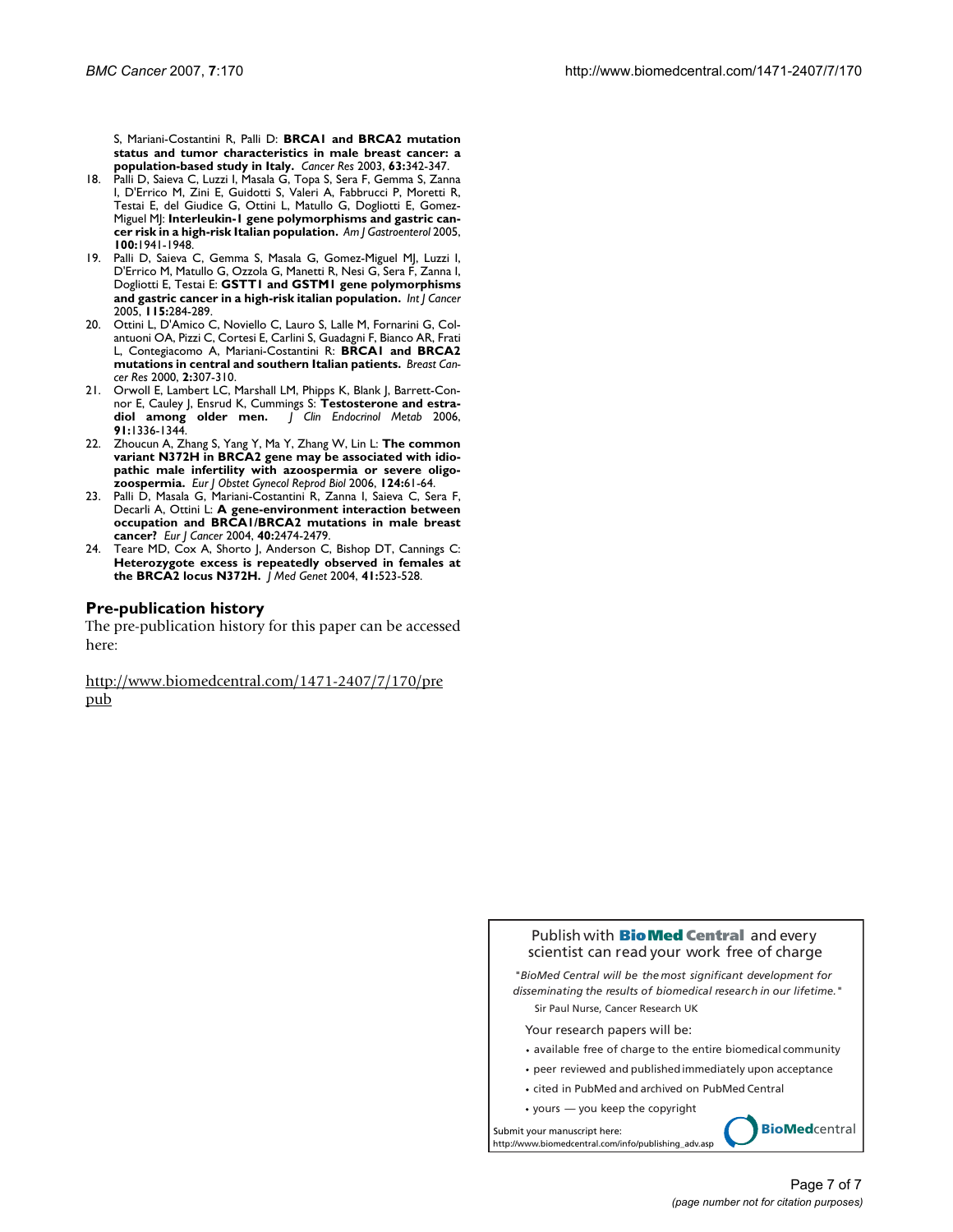S, Mariani-Costantini R, Palli D: **BRCA1 and BRCA2 mutation status and tumor characteristics in male breast cancer: a population-based study in Italy.** *Cancer Res* 2003, **63:**342-347.

18. Palli D, Saieva C, Luzzi I, Masala G, Topa S, Sera F, Gemma S, Zanna I, D'Errico M, Zini E, Guidotti S, Valeri A, Fabbrucci P, Moretti R, Testai E, del Giudice G, Ottini L, Matullo G, Dogliotti E, Gomez-Miguel MJ: **Interleukin-1 gene polymorphisms and gastric cancer risk in a high-risk Italian population.** *Am J Gastroenterol* 2005, **100:**1941-1948.
19. Palli D, Saieva C, Gemma S, Masala G, Gomez-Miguel MJ, Luzzi I, D'Errico M, Matullo G, Ozzola G, Manetti R, Nesi G, Sera F, Zanna I, Dogliotti E, Testai E: **GSTT1 and GSTM1 gene polymorphisms and gastric cancer in a high-risk italian population.** *Int J Cancer* 2005, **115:**284-289.
20. Ottini L, D'Amico C, Noviello C, Lauro S, Lalle M, Fornarini G, Colantuoni OA, Pizzi C, Cortesi E, Carlini S, Guadagni F, Bianco AR, Frati L, Contegiacomo A, Mariani-Costantini R: **BRCA1 and BRCA2 mutations in central and southern Italian patients.** *Breast Cancer Res* 2000, **2:**307-310.
21. Orwoll E, Lambert LC, Marshall LM, Phipps K, Blank J, Barrett-Connor E, Cauley J, Ensrud K, Cummings S: **Testosterone and estradiol among older men.** *J Clin Endocrinol Metab* 2006, **91:**1336-1344.
22. Zhoucun A, Zhang S, Yang Y, Ma Y, Zhang W, Lin L: **The common variant N372H in BRCA2 gene may be associated with idiopathic male infertility with azoospermia or severe oligozoospermia.** *Eur J Obstet Gynecol Reprod Biol* 2006, **124:**61-64.
23. Palli D, Masala G, Mariani-Costantini R, Zanna I, Saieva C, Sera F, Decarli A, Ottini L: **A gene-environment interaction between occupation and BRCA1/BRCA2 mutations in male breast cancer?** *Eur J Cancer* 2004, **40:**2474-2479.
24. Teare MD, Cox A, Shorto J, Anderson C, Bishop DT, Cannings C: **Heterozygote excess is repeatedly observed in females at the BRCA2 locus N372H.** *J Med Genet* 2004, **41:**523-528.

## Pre-publication history

The pre-publication history for this paper can be accessed here:

http://www.biomedcentral.com/1471-2407/7/170/prepub

Publish with **BioMed Central** and every scientist can read your work free of charge

*"BioMed Central will be the most significant development for disseminating the results of biomedical research in our lifetime."*

Sir Paul Nurse, Cancer Research UK

Your research papers will be:

- available free of charge to the entire biomedical community
- peer reviewed and published immediately upon acceptance
- cited in PubMed and archived on PubMed Central
- yours — you keep the copyright

Submit your manuscript here:
http://www.biomedcentral.com/info/publishing_adv.asp

BioMedcentral